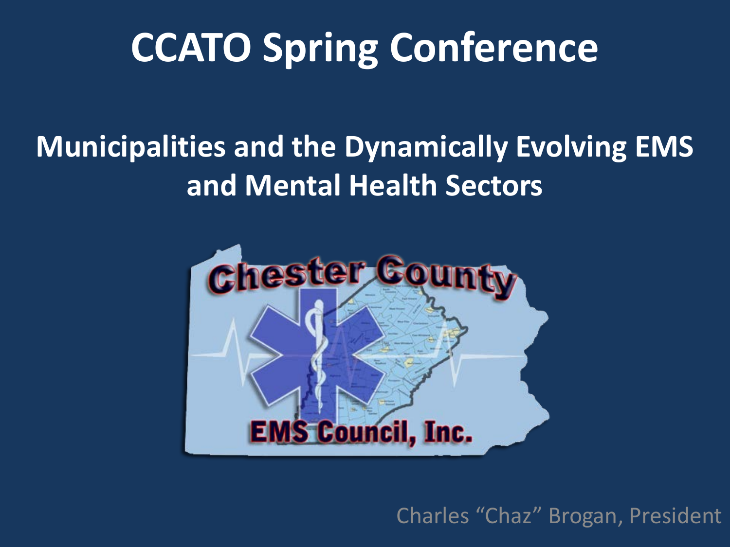# CCATO Spring Conference

## Municipalities and the Dynamically Evolving EMS and Mental Health Sectors

Chester County EMS Council, Inc.

Charles "Chaz" Brogan, President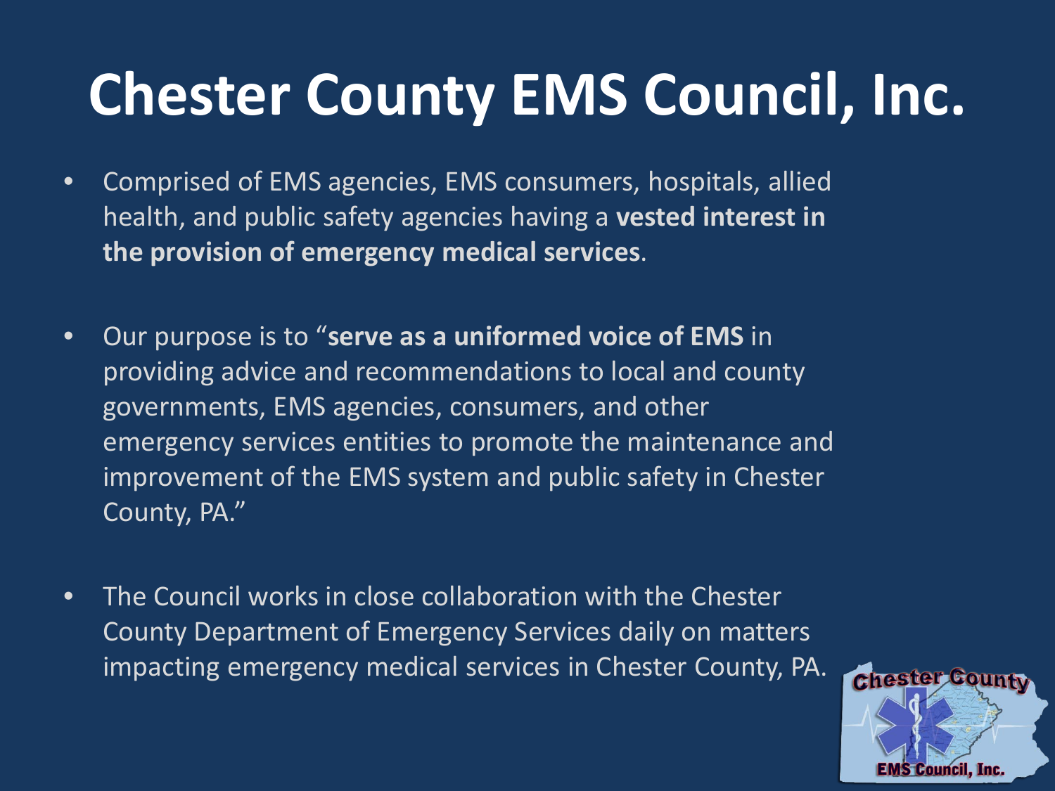# Chester County EMS Council, Inc.

- Comprised of EMS agencies, EMS consumers, hospitals, allied health, and public safety agencies having a **vested interest in the provision of emergency medical services**.

- Our purpose is to "**serve as a uniformed voice of EMS** in providing advice and recommendations to local and county governments, EMS agencies, consumers, and other emergency services entities to promote the maintenance and improvement of the EMS system and public safety in Chester County, PA."

- The Council works in close collaboration with the Chester County Department of Emergency Services daily on matters impacting emergency medical services in Chester County, PA.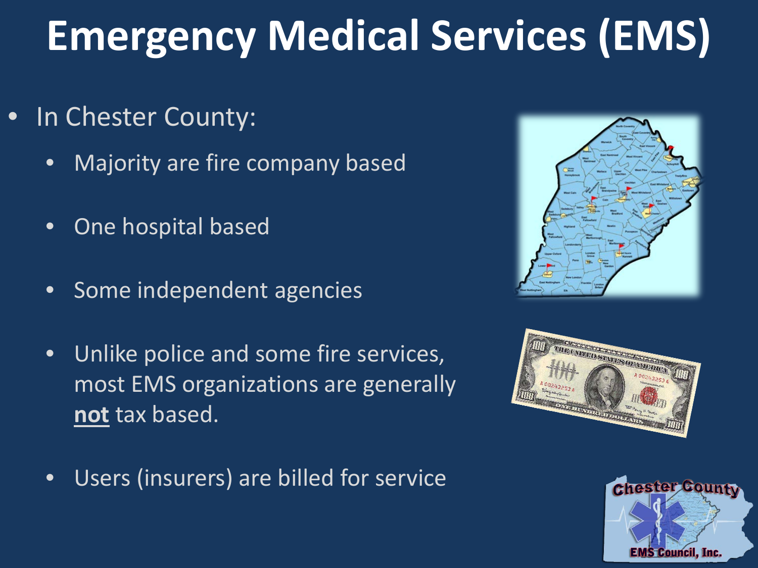# Emergency Medical Services (EMS)

- In Chester County:
  - Majority are fire company based
  - One hospital based
  - Some independent agencies
  - Unlike police and some fire services, most EMS organizations are generally **not** tax based.
  - Users (insurers) are billed for service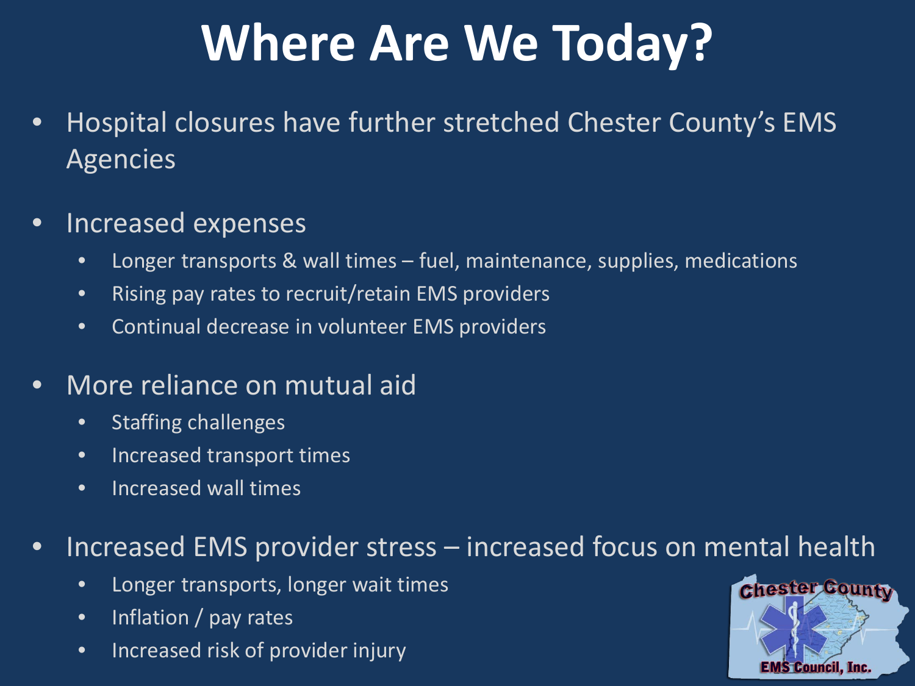# Where Are We Today?

- Hospital closures have further stretched Chester County's EMS Agencies
- Increased expenses
  - Longer transports & wall times – fuel, maintenance, supplies, medications
  - Rising pay rates to recruit/retain EMS providers
  - Continual decrease in volunteer EMS providers
- More reliance on mutual aid
  - Staffing challenges
  - Increased transport times
  - Increased wall times
- Increased EMS provider stress – increased focus on mental health
  - Longer transports, longer wait times
  - Inflation / pay rates
  - Increased risk of provider injury

Chester County EMS Council, Inc.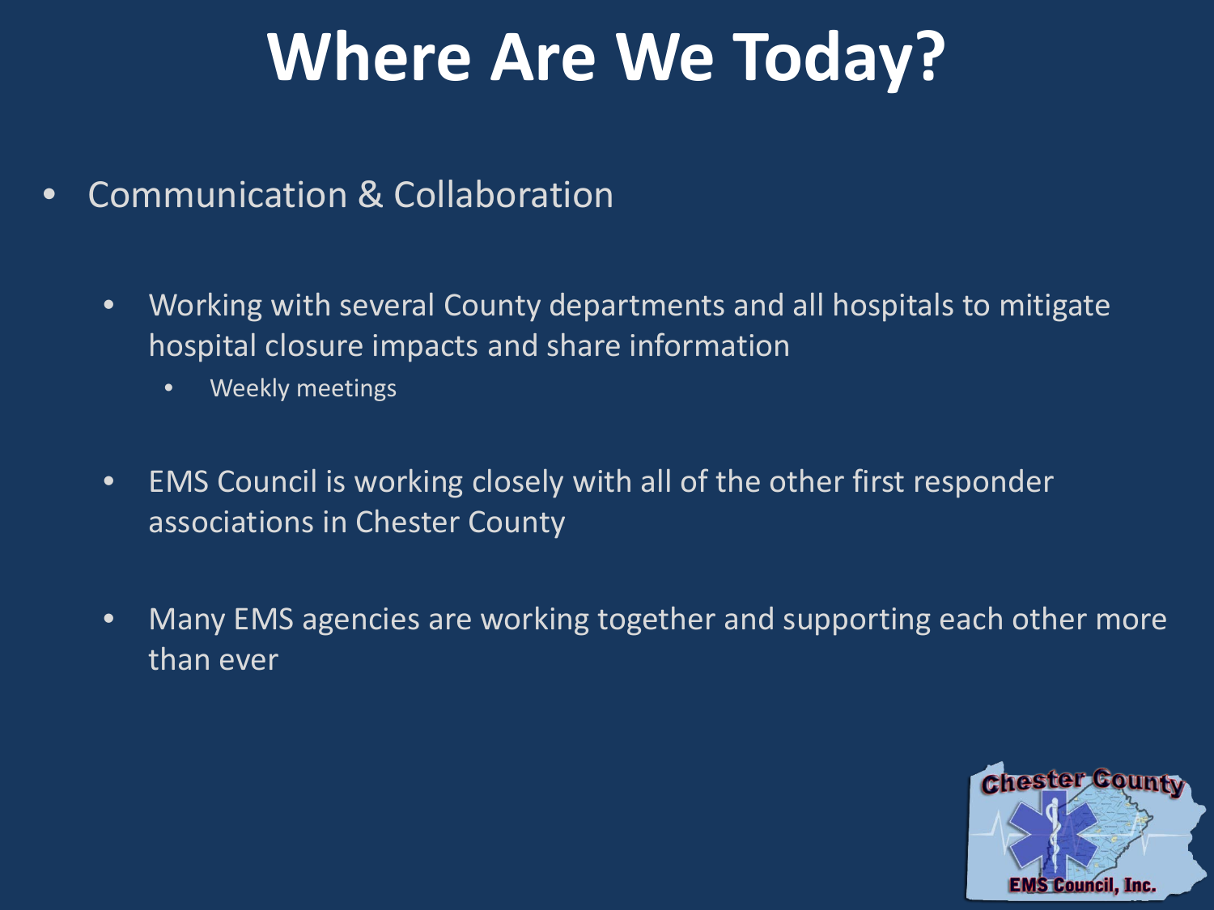# Where Are We Today?

- Communication & Collaboration
  - Working with several County departments and all hospitals to mitigate hospital closure impacts and share information
    - Weekly meetings
  - EMS Council is working closely with all of the other first responder associations in Chester County
  - Many EMS agencies are working together and supporting each other more than ever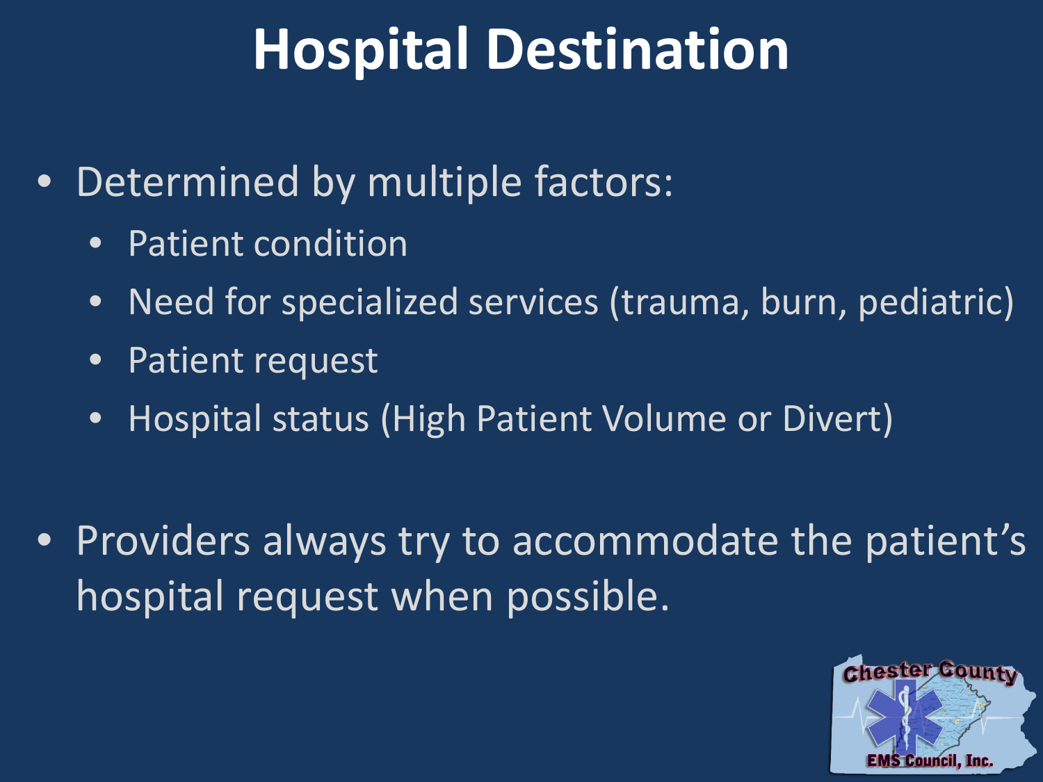# Hospital Destination

- Determined by multiple factors:
  - Patient condition
  - Need for specialized services (trauma, burn, pediatric)
  - Patient request
  - Hospital status (High Patient Volume or Divert)

- Providers always try to accommodate the patient's hospital request when possible.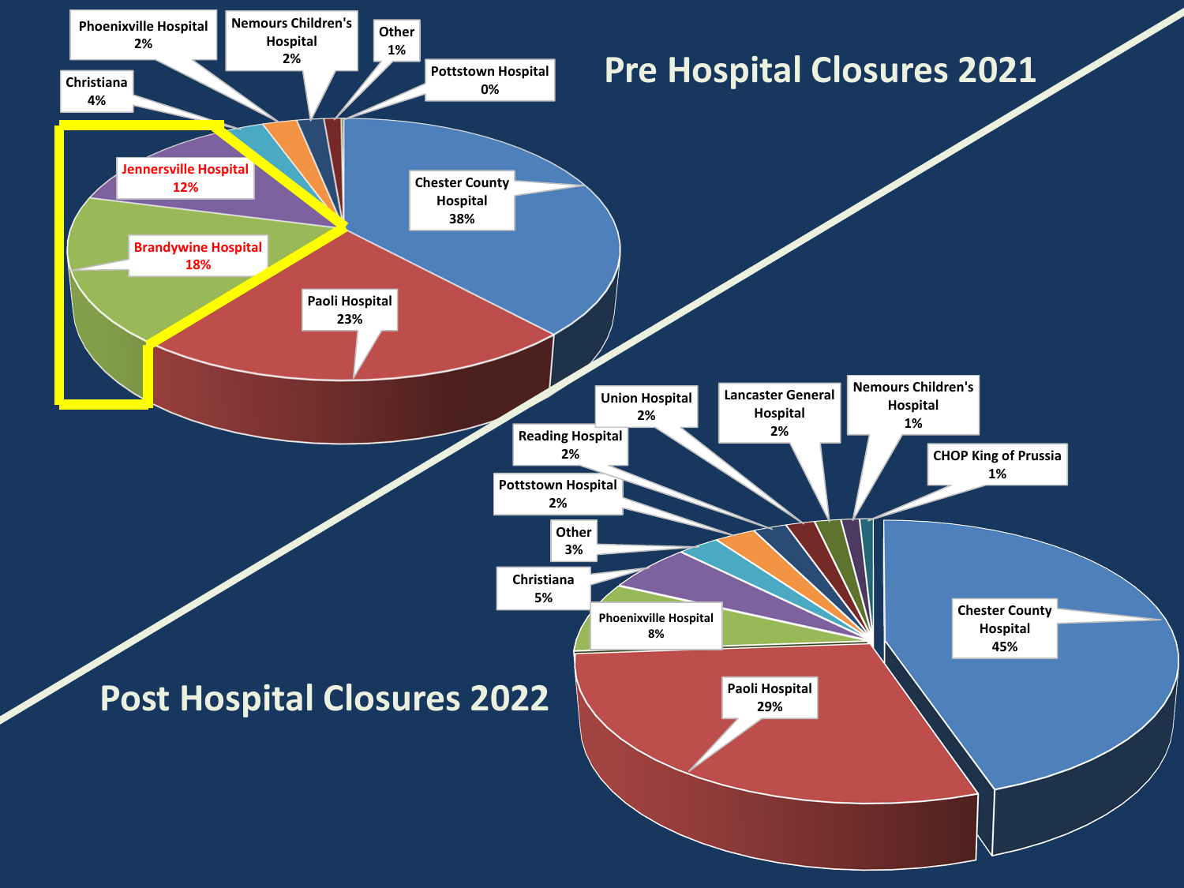# Pre Hospital Closures 2021

| Hospital | Share |
| --- | --- |
| Chester County Hospital | 38% |
| Paoli Hospital | 23% |
| Brandywine Hospital | 18% |
| Jennersville Hospital | 12% |
| Christiana | 4% |
| Phoenixville Hospital | 2% |
| Nemours Children's Hospital | 2% |
| Other | 1% |
| Pottstown Hospital | 0% |

# Post Hospital Closures 2022

| Hospital | Share |
| --- | --- |
| Chester County Hospital | 45% |
| Paoli Hospital | 29% |
| Phoenixville Hospital | 8% |
| Christiana | 5% |
| Other | 3% |
| Pottstown Hospital | 2% |
| Reading Hospital | 2% |
| Union Hospital | 2% |
| Lancaster General Hospital | 2% |
| Nemours Children's Hospital | 1% |
| CHOP King of Prussia | 1% |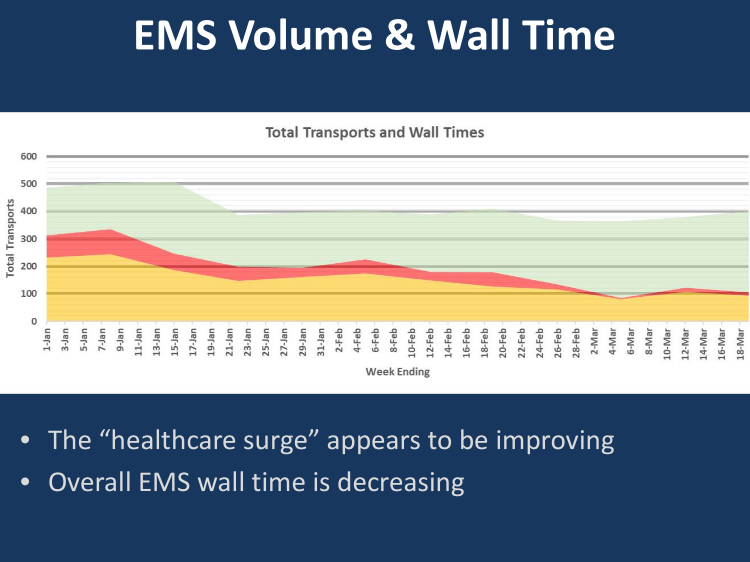# EMS Volume & Wall Time

- The "healthcare surge" appears to be improving
- Overall EMS wall time is decreasing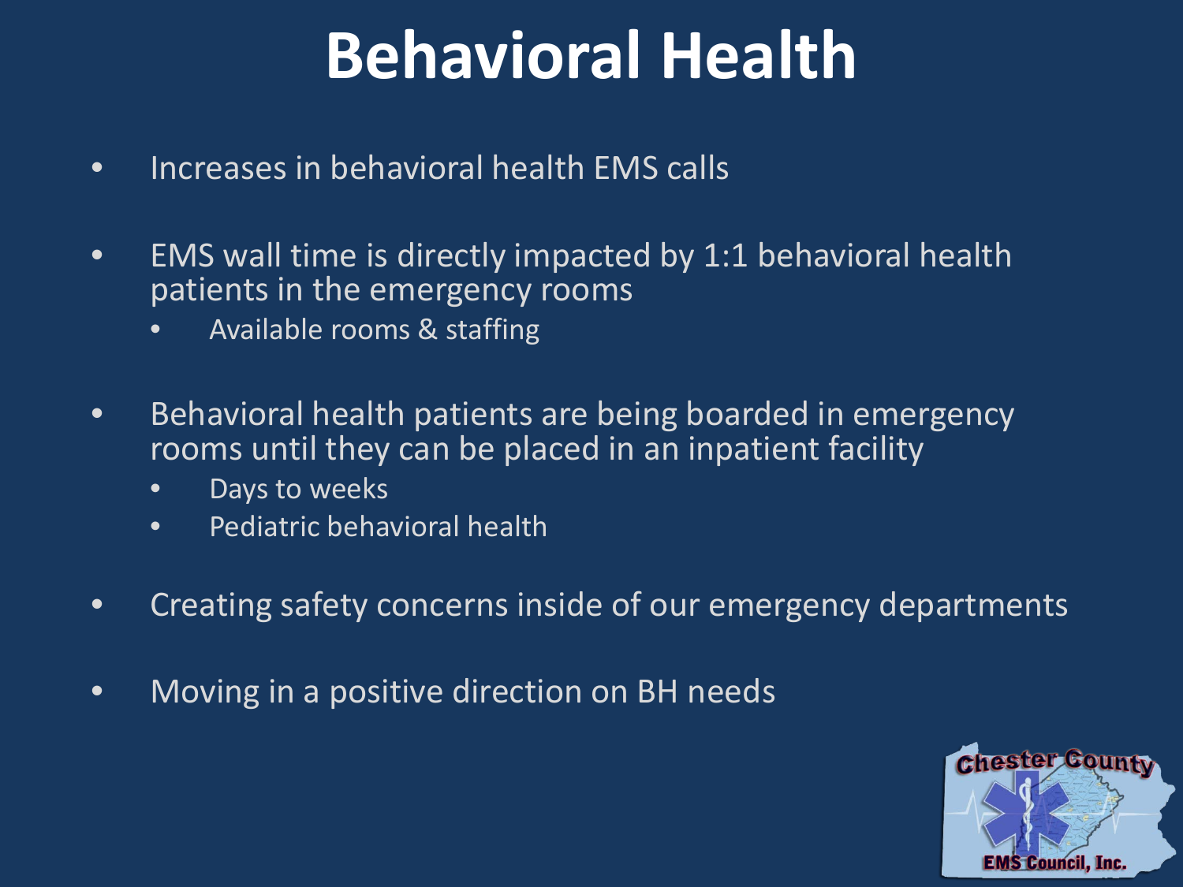# Behavioral Health

- Increases in behavioral health EMS calls
- EMS wall time is directly impacted by 1:1 behavioral health patients in the emergency rooms
  - Available rooms & staffing
- Behavioral health patients are being boarded in emergency rooms until they can be placed in an inpatient facility
  - Days to weeks
  - Pediatric behavioral health
- Creating safety concerns inside of our emergency departments
- Moving in a positive direction on BH needs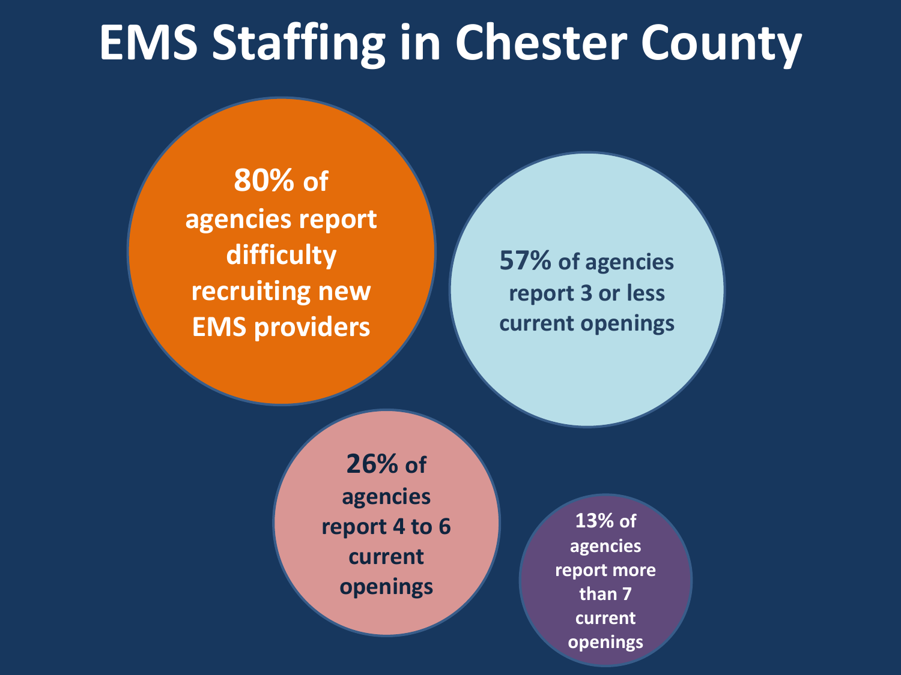# EMS Staffing in Chester County

**80%** of agencies report difficulty recruiting new EMS providers

**57%** of agencies report 3 or less current openings

**26%** of agencies report 4 to 6 current openings

**13%** of agencies report more than 7 current openings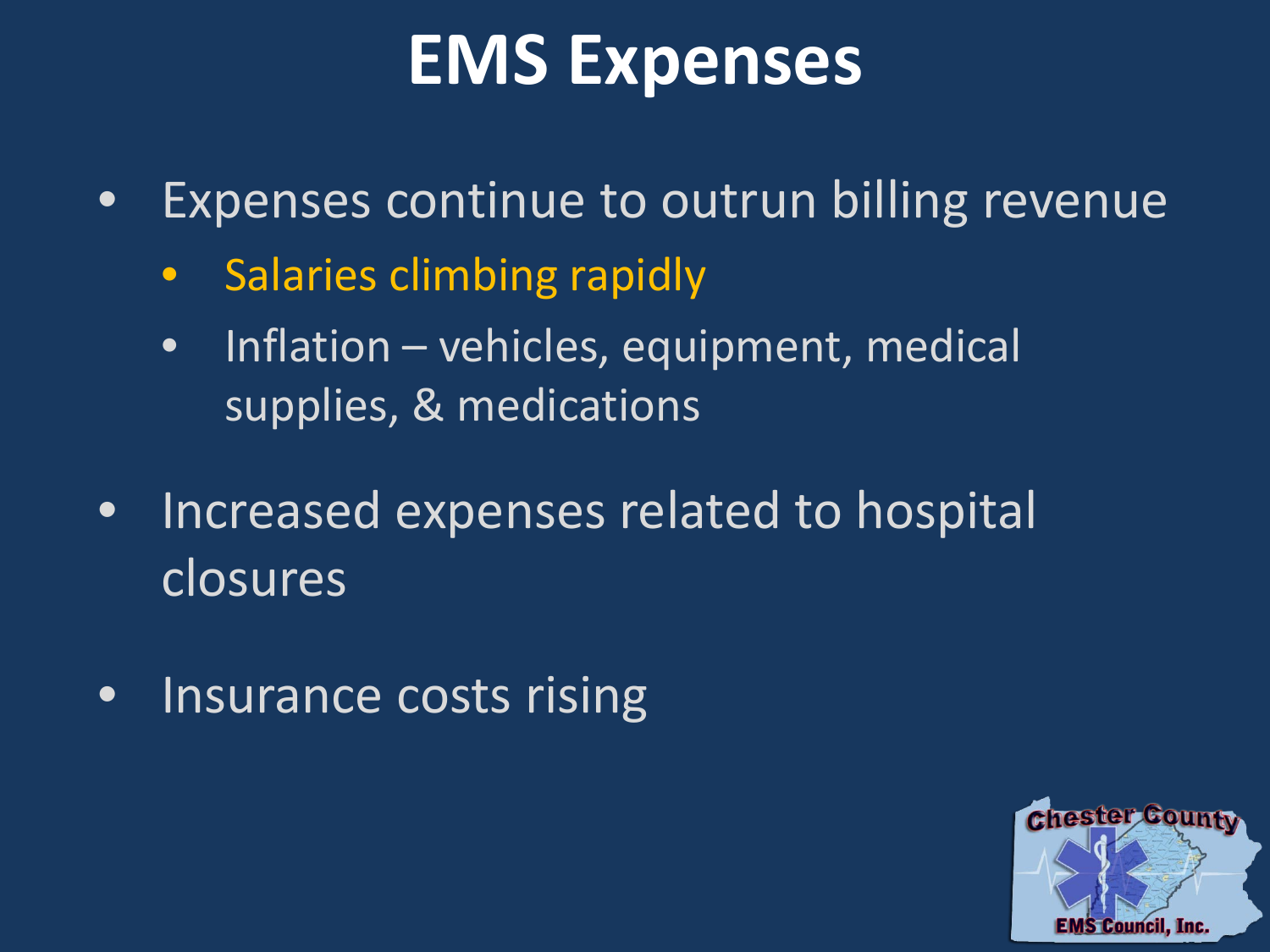# EMS Expenses

- Expenses continue to outrun billing revenue
  - Salaries climbing rapidly
  - Inflation – vehicles, equipment, medical supplies, & medications
- Increased expenses related to hospital closures
- Insurance costs rising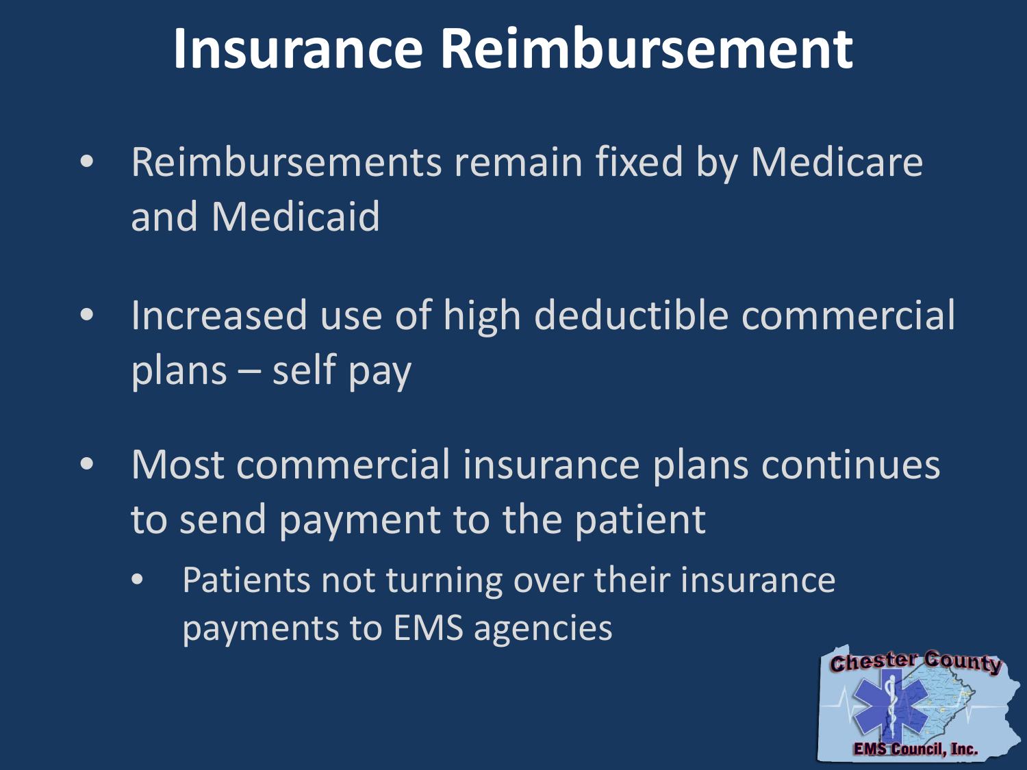# Insurance Reimbursement

- Reimbursements remain fixed by Medicare and Medicaid
- Increased use of high deductible commercial plans – self pay
- Most commercial insurance plans continues to send payment to the patient
  - Patients not turning over their insurance payments to EMS agencies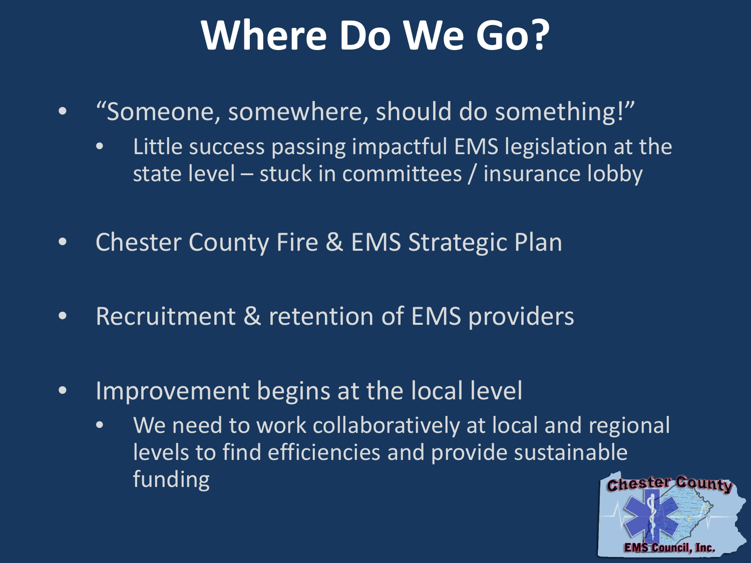# Where Do We Go?

- "Someone, somewhere, should do something!"
  - Little success passing impactful EMS legislation at the state level – stuck in committees / insurance lobby
- Chester County Fire & EMS Strategic Plan
- Recruitment & retention of EMS providers
- Improvement begins at the local level
  - We need to work collaboratively at local and regional levels to find efficiencies and provide sustainable funding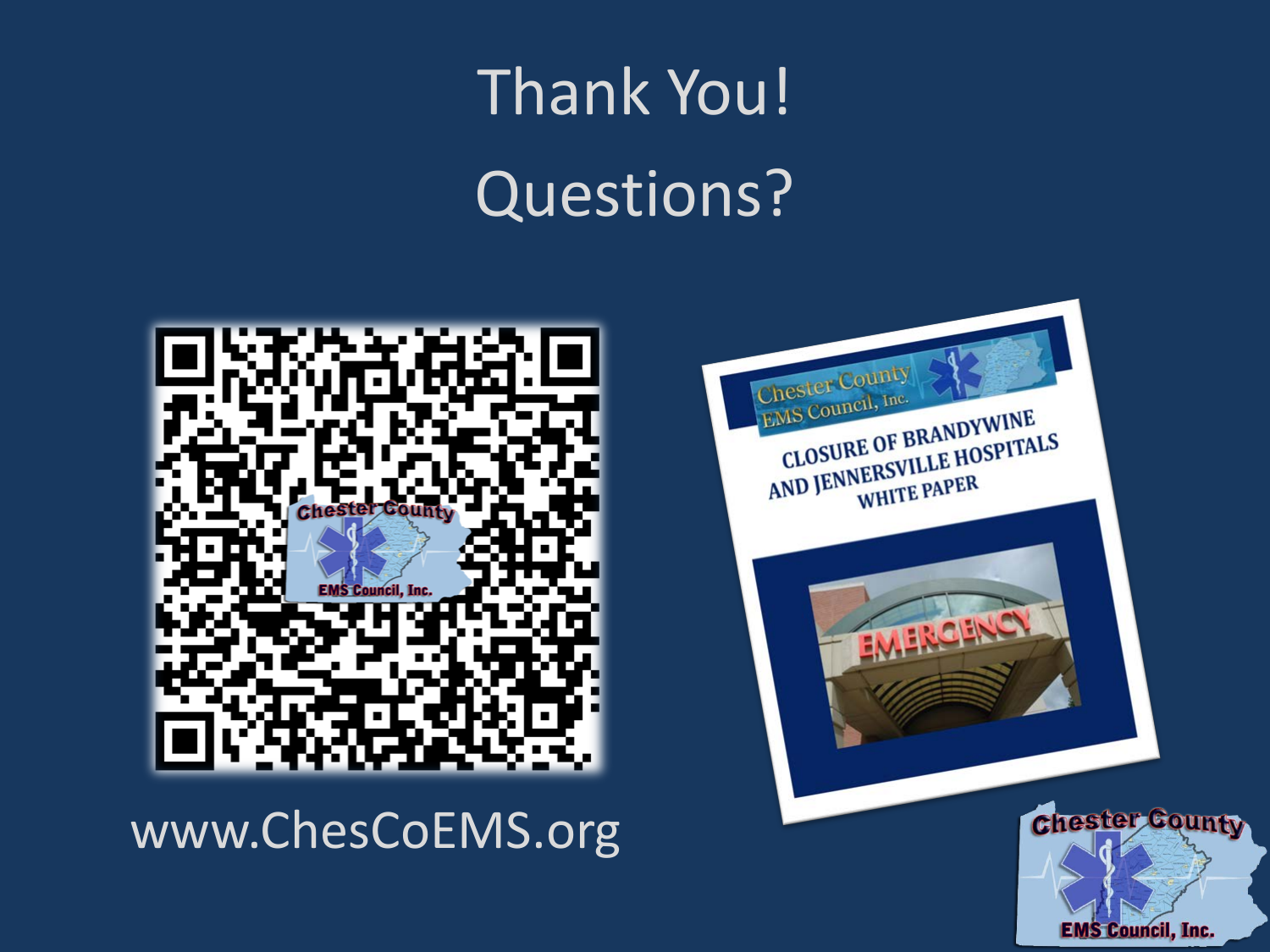# Thank You!

# Questions?

www.ChesCoEMS.org